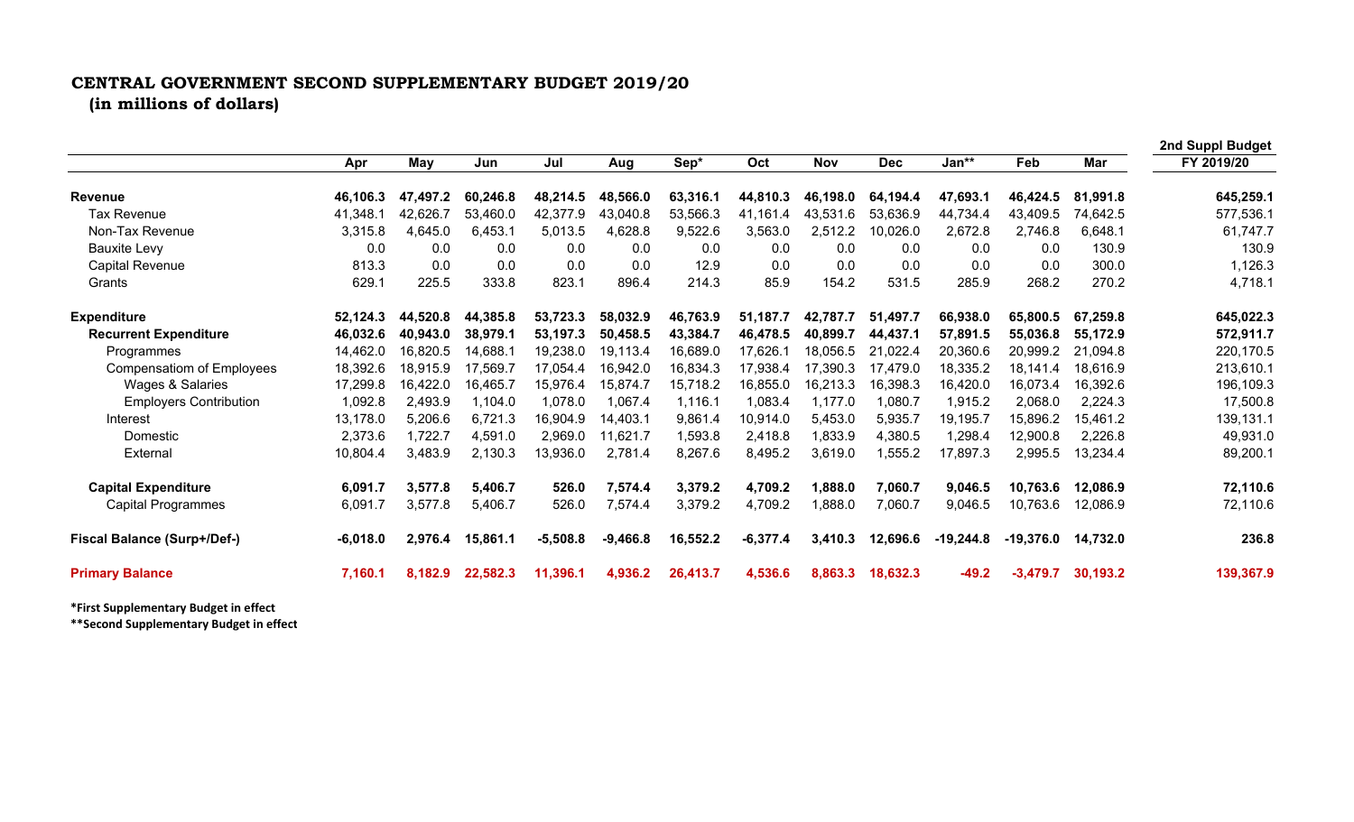# CENTRAL GOVERNMENT SECOND SUPPLEMENTARY BUDGET 2019/20

**(in millions of dollars)**

| | Apr | May | Jun | Jul | Aug | Sep* | Oct | Nov | Dec | Jan** | Feb | Mar | 2nd Suppl Budget FY 2019/20 |
|---|---|---|---|---|---|---|---|---|---|---|---|---|---|
| **Revenue** | **46,106.3** | **47,497.2** | **60,246.8** | **48,214.5** | **48,566.0** | **63,316.1** | **44,810.3** | **46,198.0** | **64,194.4** | **47,693.1** | **46,424.5** | **81,991.8** | **645,259.1** |
| Tax Revenue | 41,348.1 | 42,626.7 | 53,460.0 | 42,377.9 | 43,040.8 | 53,566.3 | 41,161.4 | 43,531.6 | 53,636.9 | 44,734.4 | 43,409.5 | 74,642.5 | 577,536.1 |
| Non-Tax Revenue | 3,315.8 | 4,645.0 | 6,453.1 | 5,013.5 | 4,628.8 | 9,522.6 | 3,563.0 | 2,512.2 | 10,026.0 | 2,672.8 | 2,746.8 | 6,648.1 | 61,747.7 |
| Bauxite Levy | 0.0 | 0.0 | 0.0 | 0.0 | 0.0 | 0.0 | 0.0 | 0.0 | 0.0 | 0.0 | 0.0 | 130.9 | 130.9 |
| Capital Revenue | 813.3 | 0.0 | 0.0 | 0.0 | 0.0 | 12.9 | 0.0 | 0.0 | 0.0 | 0.0 | 0.0 | 300.0 | 1,126.3 |
| Grants | 629.1 | 225.5 | 333.8 | 823.1 | 896.4 | 214.3 | 85.9 | 154.2 | 531.5 | 285.9 | 268.2 | 270.2 | 4,718.1 |
| **Expenditure** | **52,124.3** | **44,520.8** | **44,385.8** | **53,723.3** | **58,032.9** | **46,763.9** | **51,187.7** | **42,787.7** | **51,497.7** | **66,938.0** | **65,800.5** | **67,259.8** | **645,022.3** |
| **Recurrent Expenditure** | **46,032.6** | **40,943.0** | **38,979.1** | **53,197.3** | **50,458.5** | **43,384.7** | **46,478.5** | **40,899.7** | **44,437.1** | **57,891.5** | **55,036.8** | **55,172.9** | **572,911.7** |
| Programmes | 14,462.0 | 16,820.5 | 14,688.1 | 19,238.0 | 19,113.4 | 16,689.0 | 17,626.1 | 18,056.5 | 21,022.4 | 20,360.6 | 20,999.2 | 21,094.8 | 220,170.5 |
| Compensatiom of Employees | 18,392.6 | 18,915.9 | 17,569.7 | 17,054.4 | 16,942.0 | 16,834.3 | 17,938.4 | 17,390.3 | 17,479.0 | 18,335.2 | 18,141.4 | 18,616.9 | 213,610.1 |
| Wages & Salaries | 17,299.8 | 16,422.0 | 16,465.7 | 15,976.4 | 15,874.7 | 15,718.2 | 16,855.0 | 16,213.3 | 16,398.3 | 16,420.0 | 16,073.4 | 16,392.6 | 196,109.3 |
| Employers Contribution | 1,092.8 | 2,493.9 | 1,104.0 | 1,078.0 | 1,067.4 | 1,116.1 | 1,083.4 | 1,177.0 | 1,080.7 | 1,915.2 | 2,068.0 | 2,224.3 | 17,500.8 |
| Interest | 13,178.0 | 5,206.6 | 6,721.3 | 16,904.9 | 14,403.1 | 9,861.4 | 10,914.0 | 5,453.0 | 5,935.7 | 19,195.7 | 15,896.2 | 15,461.2 | 139,131.1 |
| Domestic | 2,373.6 | 1,722.7 | 4,591.0 | 2,969.0 | 11,621.7 | 1,593.8 | 2,418.8 | 1,833.9 | 4,380.5 | 1,298.4 | 12,900.8 | 2,226.8 | 49,931.0 |
| External | 10,804.4 | 3,483.9 | 2,130.3 | 13,936.0 | 2,781.4 | 8,267.6 | 8,495.2 | 3,619.0 | 1,555.2 | 17,897.3 | 2,995.5 | 13,234.4 | 89,200.1 |
| **Capital Expenditure** | **6,091.7** | **3,577.8** | **5,406.7** | **526.0** | **7,574.4** | **3,379.2** | **4,709.2** | **1,888.0** | **7,060.7** | **9,046.5** | **10,763.6** | **12,086.9** | **72,110.6** |
| Capital Programmes | 6,091.7 | 3,577.8 | 5,406.7 | 526.0 | 7,574.4 | 3,379.2 | 4,709.2 | 1,888.0 | 7,060.7 | 9,046.5 | 10,763.6 | 12,086.9 | 72,110.6 |
| **Fiscal Balance (Surp+/Def-)** | **-6,018.0** | **2,976.4** | **15,861.1** | **-5,508.8** | **-9,466.8** | **16,552.2** | **-6,377.4** | **3,410.3** | **12,696.6** | **-19,244.8** | **-19,376.0** | **14,732.0** | **236.8** |
| **Primary Balance** | **7,160.1** | **8,182.9** | **22,582.3** | **11,396.1** | **4,936.2** | **26,413.7** | **4,536.6** | **8,863.3** | **18,632.3** | **-49.2** | **-3,479.7** | **30,193.2** | **139,367.9** |

**\*First Supplementary Budget in effect**

**\*\*Second Supplementary Budget in effect**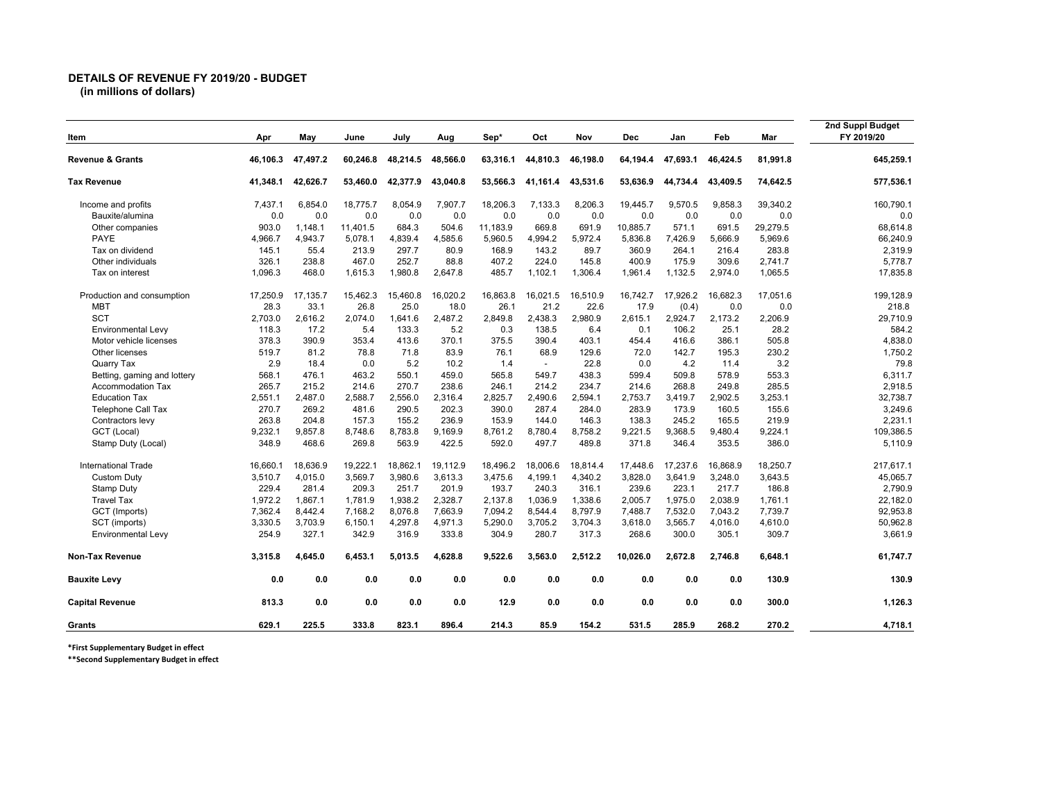**DETAILS OF REVENUE FY 2019/20 - BUDGET**
**(in millions of dollars)**

| Item | Apr | May | June | July | Aug | Sep* | Oct | Nov | Dec | Jan | Feb | Mar | 2nd Suppl Budget FY 2019/20 |
|---|---|---|---|---|---|---|---|---|---|---|---|---|---|
| **Revenue & Grants** | **46,106.3** | **47,497.2** | **60,246.8** | **48,214.5** | **48,566.0** | **63,316.1** | **44,810.3** | **46,198.0** | **64,194.4** | **47,693.1** | **46,424.5** | **81,991.8** | **645,259.1** |
| **Tax Revenue** | **41,348.1** | **42,626.7** | **53,460.0** | **42,377.9** | **43,040.8** | **53,566.3** | **41,161.4** | **43,531.6** | **53,636.9** | **44,734.4** | **43,409.5** | **74,642.5** | **577,536.1** |
| Income and profits | 7,437.1 | 6,854.0 | 18,775.7 | 8,054.9 | 7,907.7 | 18,206.3 | 7,133.3 | 8,206.3 | 19,445.7 | 9,570.5 | 9,858.3 | 39,340.2 | 160,790.1 |
| Bauxite/alumina | 0.0 | 0.0 | 0.0 | 0.0 | 0.0 | 0.0 | 0.0 | 0.0 | 0.0 | 0.0 | 0.0 | 0.0 | 0.0 |
| Other companies | 903.0 | 1,148.1 | 11,401.5 | 684.3 | 504.6 | 11,183.9 | 669.8 | 691.9 | 10,885.7 | 571.1 | 691.5 | 29,279.5 | 68,614.8 |
| PAYE | 4,966.7 | 4,943.7 | 5,078.1 | 4,839.4 | 4,585.6 | 5,960.5 | 4,994.2 | 5,972.4 | 5,836.8 | 7,426.9 | 5,666.9 | 5,969.6 | 66,240.9 |
| Tax on dividend | 145.1 | 55.4 | 213.9 | 297.7 | 80.9 | 168.9 | 143.2 | 89.7 | 360.9 | 264.1 | 216.4 | 283.8 | 2,319.9 |
| Other individuals | 326.1 | 238.8 | 467.0 | 252.7 | 88.8 | 407.2 | 224.0 | 145.8 | 400.9 | 175.9 | 309.6 | 2,741.7 | 5,778.7 |
| Tax on interest | 1,096.3 | 468.0 | 1,615.3 | 1,980.8 | 2,647.8 | 485.7 | 1,102.1 | 1,306.4 | 1,961.4 | 1,132.5 | 2,974.0 | 1,065.5 | 17,835.8 |
| Production and consumption | 17,250.9 | 17,135.7 | 15,462.3 | 15,460.8 | 16,020.2 | 16,863.8 | 16,021.5 | 16,510.9 | 16,742.7 | 17,926.2 | 16,682.3 | 17,051.6 | 199,128.9 |
| MBT | 28.3 | 33.1 | 26.8 | 25.0 | 18.0 | 26.1 | 21.2 | 22.6 | 17.9 | (0.4) | 0.0 | 0.0 | 218.8 |
| SCT | 2,703.0 | 2,616.2 | 2,074.0 | 1,641.6 | 2,487.2 | 2,849.8 | 2,438.3 | 2,980.9 | 2,615.1 | 2,924.7 | 2,173.2 | 2,206.9 | 29,710.9 |
| Environmental Levy | 118.3 | 17.2 | 5.4 | 133.3 | 5.2 | 0.3 | 138.5 | 6.4 | 0.1 | 106.2 | 25.1 | 28.2 | 584.2 |
| Motor vehicle licenses | 378.3 | 390.9 | 353.4 | 413.6 | 370.1 | 375.5 | 390.4 | 403.1 | 454.4 | 416.6 | 386.1 | 505.8 | 4,838.0 |
| Other licenses | 519.7 | 81.2 | 78.8 | 71.8 | 83.9 | 76.1 | 68.9 | 129.6 | 72.0 | 142.7 | 195.3 | 230.2 | 1,750.2 |
| Quarry Tax | 2.9 | 18.4 | 0.0 | 5.2 | 10.2 | 1.4 | - | 22.8 | 0.0 | 4.2 | 11.4 | 3.2 | 79.8 |
| Betting, gaming and lottery | 568.1 | 476.1 | 463.2 | 550.1 | 459.0 | 565.8 | 549.7 | 438.3 | 599.4 | 509.8 | 578.9 | 553.3 | 6,311.7 |
| Accommodation Tax | 265.7 | 215.2 | 214.6 | 270.7 | 238.6 | 246.1 | 214.2 | 234.7 | 214.6 | 268.8 | 249.8 | 285.5 | 2,918.5 |
| Education Tax | 2,551.1 | 2,487.0 | 2,588.7 | 2,556.0 | 2,316.4 | 2,825.7 | 2,490.6 | 2,594.1 | 2,753.7 | 3,419.7 | 2,902.5 | 3,253.1 | 32,738.7 |
| Telephone Call Tax | 270.7 | 269.2 | 481.6 | 290.5 | 202.3 | 390.0 | 287.4 | 284.0 | 283.9 | 173.9 | 160.5 | 155.6 | 3,249.6 |
| Contractors levy | 263.8 | 204.8 | 157.3 | 155.2 | 236.9 | 153.9 | 144.0 | 146.3 | 138.3 | 245.2 | 165.5 | 219.9 | 2,231.1 |
| GCT (Local) | 9,232.1 | 9,857.8 | 8,748.6 | 8,783.8 | 9,169.9 | 8,761.2 | 8,780.4 | 8,758.2 | 9,221.5 | 9,368.5 | 9,480.4 | 9,224.1 | 109,386.5 |
| Stamp Duty (Local) | 348.9 | 468.6 | 269.8 | 563.9 | 422.5 | 592.0 | 497.7 | 489.8 | 371.8 | 346.4 | 353.5 | 386.0 | 5,110.9 |
| International Trade | 16,660.1 | 18,636.9 | 19,222.1 | 18,862.1 | 19,112.9 | 18,496.2 | 18,006.6 | 18,814.4 | 17,448.6 | 17,237.6 | 16,868.9 | 18,250.7 | 217,617.1 |
| Custom Duty | 3,510.7 | 4,015.0 | 3,569.7 | 3,980.6 | 3,613.3 | 3,475.6 | 4,199.1 | 4,340.2 | 3,828.0 | 3,641.9 | 3,248.0 | 3,643.5 | 45,065.7 |
| Stamp Duty | 229.4 | 281.4 | 209.3 | 251.7 | 201.9 | 193.7 | 240.3 | 316.1 | 239.6 | 223.1 | 217.7 | 186.8 | 2,790.9 |
| Travel Tax | 1,972.2 | 1,867.1 | 1,781.9 | 1,938.2 | 2,328.7 | 2,137.8 | 1,036.9 | 1,338.6 | 2,005.7 | 1,975.0 | 2,038.9 | 1,761.1 | 22,182.0 |
| GCT (Imports) | 7,362.4 | 8,442.4 | 7,168.2 | 8,076.8 | 7,663.9 | 7,094.2 | 8,544.4 | 8,797.9 | 7,488.7 | 7,532.0 | 7,043.2 | 7,739.7 | 92,953.8 |
| SCT (imports) | 3,330.5 | 3,703.9 | 6,150.1 | 4,297.8 | 4,971.3 | 5,290.0 | 3,705.2 | 3,704.3 | 3,618.0 | 3,565.7 | 4,016.0 | 4,610.0 | 50,962.8 |
| Environmental Levy | 254.9 | 327.1 | 342.9 | 316.9 | 333.8 | 304.9 | 280.7 | 317.3 | 268.6 | 300.0 | 305.1 | 309.7 | 3,661.9 |
| **Non-Tax Revenue** | **3,315.8** | **4,645.0** | **6,453.1** | **5,013.5** | **4,628.8** | **9,522.6** | **3,563.0** | **2,512.2** | **10,026.0** | **2,672.8** | **2,746.8** | **6,648.1** | **61,747.7** |
| **Bauxite Levy** | **0.0** | **0.0** | **0.0** | **0.0** | **0.0** | **0.0** | **0.0** | **0.0** | **0.0** | **0.0** | **0.0** | **130.9** | **130.9** |
| **Capital Revenue** | **813.3** | **0.0** | **0.0** | **0.0** | **0.0** | **12.9** | **0.0** | **0.0** | **0.0** | **0.0** | **0.0** | **300.0** | **1,126.3** |
| **Grants** | **629.1** | **225.5** | **333.8** | **823.1** | **896.4** | **214.3** | **85.9** | **154.2** | **531.5** | **285.9** | **268.2** | **270.2** | **4,718.1** |

**\*First Supplementary Budget in effect**

**\*\*Second Supplementary Budget in effect**